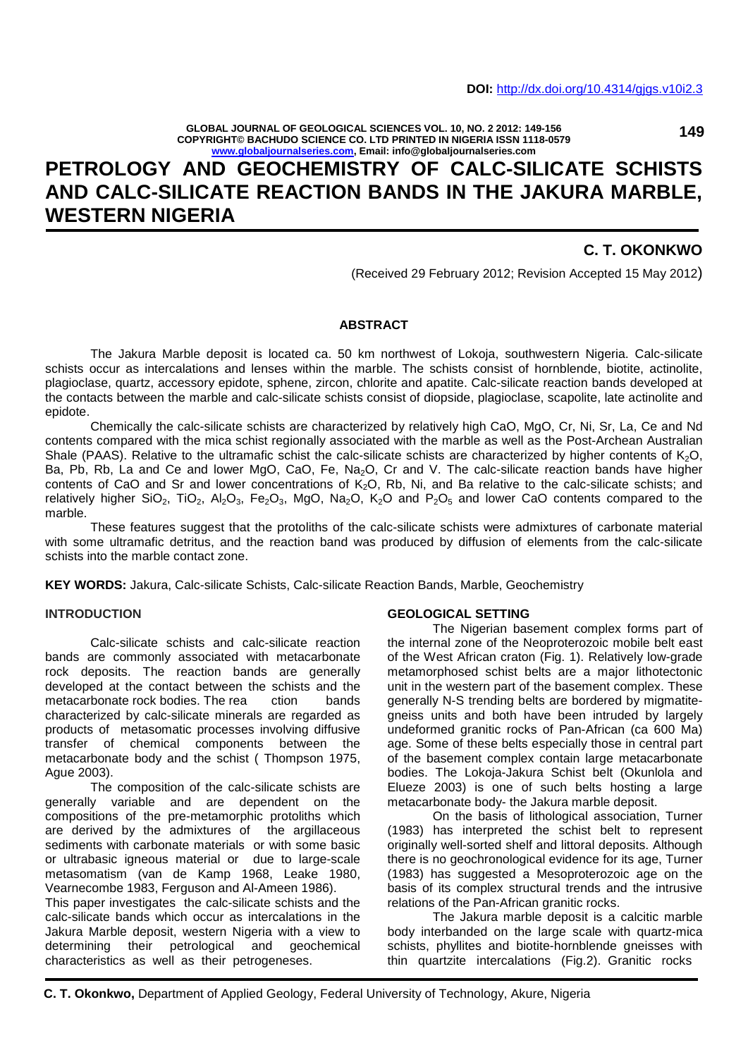**DOI:** http://dx.doi.org/10.4314/gjgs.v10i2.3

# PETROLOGY AND GEOCHEMISTRY OF CALC-SILICATE SCHISTS AND CALC-SILICATE REACTION BANDS IN THE JAKURA MARBLE, WESTERN NIGERIA

**C. T. OKONKWO**

(Received 29 February 2012; Revision Accepted 15 May 2012)

## ABSTRACT

The Jakura Marble deposit is located ca. 50 km northwest of Lokoja, southwestern Nigeria. Calc-silicate schists occur as intercalations and lenses within the marble. The schists consist of hornblende, biotite, actinolite, plagioclase, quartz, accessory epidote, sphene, zircon, chlorite and apatite. Calc-silicate reaction bands developed at the contacts between the marble and calc-silicate schists consist of diopside, plagioclase, scapolite, late actinolite and epidote.

Chemically the calc-silicate schists are characterized by relatively high CaO, MgO, Cr, Ni, Sr, La, Ce and Nd contents compared with the mica schist regionally associated with the marble as well as the Post-Archean Australian Shale (PAAS). Relative to the ultramafic schist the calc-silicate schists are characterized by higher contents of $K_2O$, Ba, Pb, Rb, La and Ce and lower MgO, CaO, Fe, $Na_2O$, Cr and V. The calc-silicate reaction bands have higher contents of CaO and Sr and lower concentrations of $K_2O$, Rb, Ni, and Ba relative to the calc-silicate schists; and relatively higher $SiO_2$, $TiO_2$, $Al_2O_3$, $Fe_2O_3$, MgO, $Na_2O$, $K_2O$ and $P_2O_5$ and lower CaO contents compared to the marble.

These features suggest that the protoliths of the calc-silicate schists were admixtures of carbonate material with some ultramafic detritus, and the reaction band was produced by diffusion of elements from the calc-silicate schists into the marble contact zone.

**KEY WORDS:** Jakura, Calc-silicate Schists, Calc-silicate Reaction Bands, Marble, Geochemistry

## INTRODUCTION

Calc-silicate schists and calc-silicate reaction bands are commonly associated with metacarbonate rock deposits. The reaction bands are generally developed at the contact between the schists and the metacarbonate rock bodies. The rea ction bands characterized by calc-silicate minerals are regarded as products of metasomatic processes involving diffusive transfer of chemical components between the metacarbonate body and the schist ( Thompson 1975, Ague 2003).

The composition of the calc-silicate schists are generally variable and are dependent on the compositions of the pre-metamorphic protoliths which are derived by the admixtures of the argillaceous sediments with carbonate materials or with some basic or ultrabasic igneous material or due to large-scale metasomatism (van de Kamp 1968, Leake 1980, Vearnecombe 1983, Ferguson and Al-Ameen 1986).

This paper investigates the calc-silicate schists and the calc-silicate bands which occur as intercalations in the Jakura Marble deposit, western Nigeria with a view to determining their petrological and geochemical characteristics as well as their petrogeneses.

## GEOLOGICAL SETTING

The Nigerian basement complex forms part of the internal zone of the Neoproterozoic mobile belt east of the West African craton (Fig. 1). Relatively low-grade metamorphosed schist belts are a major lithotectonic unit in the western part of the basement complex. These generally N-S trending belts are bordered by migmatite-gneiss units and both have been intruded by largely undeformed granitic rocks of Pan-African (ca 600 Ma) age. Some of these belts especially those in central part of the basement complex contain large metacarbonate bodies. The Lokoja-Jakura Schist belt (Okunlola and Elueze 2003) is one of such belts hosting a large metacarbonate body- the Jakura marble deposit.

On the basis of lithological association, Turner (1983) has interpreted the schist belt to represent originally well-sorted shelf and littoral deposits. Although there is no geochronological evidence for its age, Turner (1983) has suggested a Mesoproterozoic age on the basis of its complex structural trends and the intrusive relations of the Pan-African granitic rocks.

The Jakura marble deposit is a calcitic marble body interbanded on the large scale with quartz-mica schists, phyllites and biotite-hornblende gneisses with thin quartzite intercalations (Fig.2). Granitic rocks

**C. T. Okonkwo,** Department of Applied Geology, Federal University of Technology, Akure, Nigeria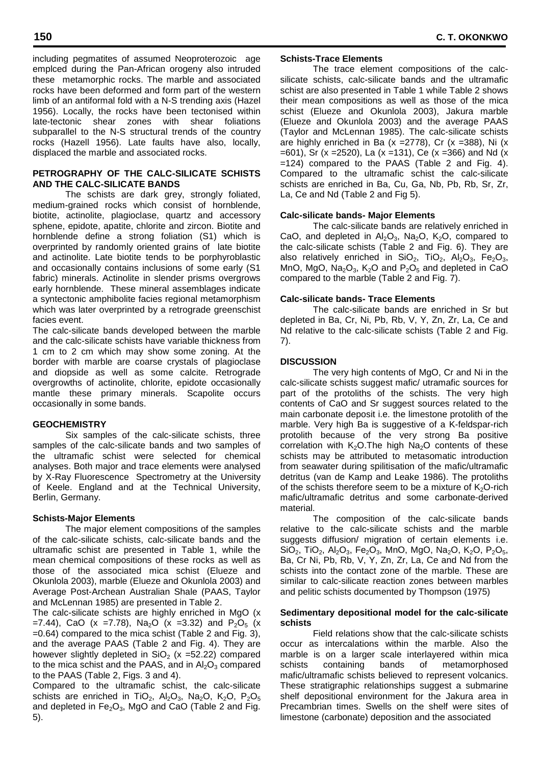including pegmatites of assumed Neoproterozoic age emplced during the Pan-African orogeny also intruded these metamorphic rocks. The marble and associated rocks have been deformed and form part of the western limb of an antiformal fold with a N-S trending axis (Hazel 1956). Locally, the rocks have been tectonised within late-tectonic shear zones with shear foliations subparallel to the N-S structural trends of the country rocks (Hazell 1956). Late faults have also, locally, displaced the marble and associated rocks.

## PETROGRAPHY OF THE CALC-SILICATE SCHISTS AND THE CALC-SILICATE BANDS

The schists are dark grey, strongly foliated, medium-grained rocks which consist of hornblende, biotite, actinolite, plagioclase, quartz and accessory sphene, epidote, apatite, chlorite and zircon. Biotite and hornblende define a strong foliation (S1) which is overprinted by randomly oriented grains of late biotite and actinolite. Late biotite tends to be porphyroblastic and occasionally contains inclusions of some early (S1 fabric) minerals. Actinolite in slender prisms overgrows early hornblende. These mineral assemblages indicate a syntectonic amphibolite facies regional metamorphism which was later overprinted by a retrograde greenschist facies event.

The calc-silicate bands developed between the marble and the calc-silicate schists have variable thickness from 1 cm to 2 cm which may show some zoning. At the border with marble are coarse crystals of plagioclase and diopside as well as some calcite. Retrograde overgrowths of actinolite, chlorite, epidote occasionally mantle these primary minerals. Scapolite occurs occasionally in some bands.

## GEOCHEMISTRY

Six samples of the calc-silicate schists, three samples of the calc-silicate bands and two samples of the ultramafic schist were selected for chemical analyses. Both major and trace elements were analysed by X-Ray Fluorescence Spectrometry at the University of Keele. England and at the Technical University, Berlin, Germany.

### Schists-Major Elements

The major element compositions of the samples of the calc-silicate schists, calc-silicate bands and the ultramafic schist are presented in Table 1, while the mean chemical compositions of these rocks as well as those of the associated mica schist (Elueze and Okunlola 2003), marble (Elueze and Okunlola 2003) and Average Post-Archean Australian Shale (PAAS, Taylor and McLennan 1985) are presented in Table 2.

The calc-silicate schists are highly enriched in MgO (x =7.44), CaO (x =7.78), $Na_2O$ (x =3.32) and $P_2O_5$ (x =0.64) compared to the mica schist (Table 2 and Fig. 3), and the average PAAS (Table 2 and Fig. 4). They are however slightly depleted in $SiO_2$ (x =52.22) compared to the mica schist and the PAAS, and in $Al_2O_3$ compared to the PAAS (Table 2, Figs. 3 and 4).

Compared to the ultramafic schist, the calc-silicate schists are enriched in $TiO_2$, $Al_2O_3$, $Na_2O$, $K_2O$, $P_2O_5$ and depleted in $Fe_2O_3$, MgO and CaO (Table 2 and Fig. 5).

### Schists-Trace Elements

The trace element compositions of the calc-silicate schists, calc-silicate bands and the ultramafic schist are also presented in Table 1 while Table 2 shows their mean compositions as well as those of the mica schist (Elueze and Okunlola 2003), Jakura marble (Elueze and Okunlola 2003) and the average PAAS (Taylor and McLennan 1985). The calc-silicate schists are highly enriched in Ba (x =2778), Cr (x =388), Ni (x =601), Sr (x =2520), La (x =131), Ce (x =366) and Nd (x =124) compared to the PAAS (Table 2 and Fig. 4). Compared to the ultramafic schist the calc-silicate schists are enriched in Ba, Cu, Ga, Nb, Pb, Rb, Sr, Zr, La, Ce and Nd (Table 2 and Fig 5).

### Calc-silicate bands- Major Elements

The calc-silicate bands are relatively enriched in CaO, and depleted in $Al_2O_3$, $Na_2O$, $K_2O$, compared to the calc-silicate schists (Table 2 and Fig. 6). They are also relatively enriched in $SiO_2$, $TiO_2$, $Al_2O_3$, $Fe_2O_3$, MnO, MgO, $Na_2O_3$, $K_2O$ and $P_2O_5$ and depleted in CaO compared to the marble (Table 2 and Fig. 7).

### Calc-silicate bands- Trace Elements

The calc-silicate bands are enriched in Sr but depleted in Ba, Cr, Ni, Pb, Rb, V, Y, Zn, Zr, La, Ce and Nd relative to the calc-silicate schists (Table 2 and Fig. 7).

## DISCUSSION

The very high contents of MgO, Cr and Ni in the calc-silicate schists suggest mafic/ utramafic sources for part of the protoliths of the schists. The very high contents of CaO and Sr suggest sources related to the main carbonate deposit i.e. the limestone protolith of the marble. Very high Ba is suggestive of a K-feldspar-rich protolith because of the very strong Ba positive correlation with $K_2O$.The high $Na_2O$ contents of these schists may be attributed to metasomatic introduction from seawater during spilitisation of the mafic/ultramafic detritus (van de Kamp and Leake 1986). The protoliths of the schists therefore seem to be a mixture of $K_2O$-rich mafic/ultramafic detritus and some carbonate-derived material.

The composition of the calc-silicate bands relative to the calc-silicate schists and the marble suggests diffusion/ migration of certain elements i.e. $SiO_2$, $TiO_2$, $Al_2O_3$, $Fe_2O_3$, MnO, MgO, $Na_2O$, $K_2O$, $P_2O_5$, Ba, Cr Ni, Pb, Rb, V, Y, Zn, Zr, La, Ce and Nd from the schists into the contact zone of the marble. These are similar to calc-silicate reaction zones between marbles and pelitic schists documented by Thompson (1975)

### Sedimentary depositional model for the calc-silicate schists

Field relations show that the calc-silicate schists occur as intercalations within the marble. Also the marble is on a larger scale interlayered within mica schists containing bands of metamorphosed mafic/ultramafic schists believed to represent volcanics. These stratigraphic relationships suggest a submarine shelf depositional environment for the Jakura area in Precambrian times. Swells on the shelf were sites of limestone (carbonate) deposition and the associated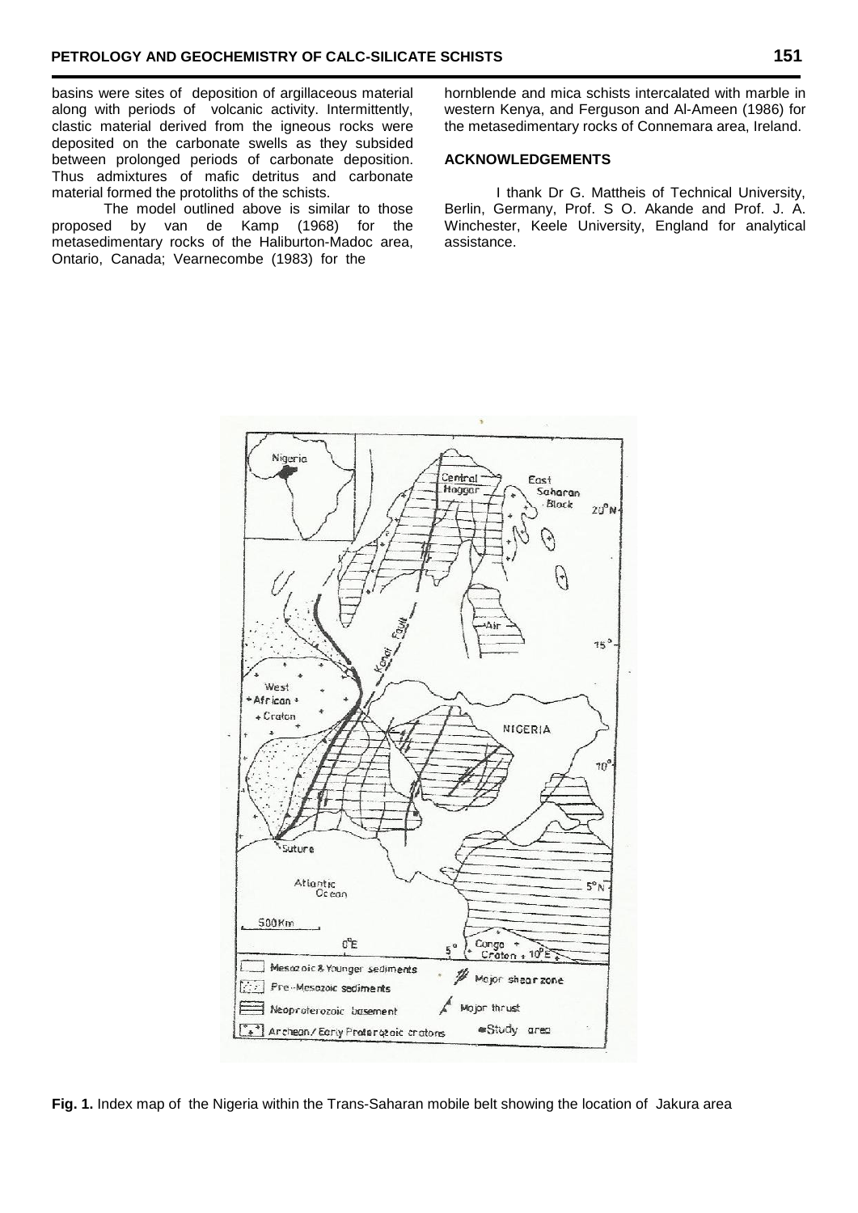basins were sites of deposition of argillaceous material along with periods of volcanic activity. Intermittently, clastic material derived from the igneous rocks were deposited on the carbonate swells as they subsided between prolonged periods of carbonate deposition. Thus admixtures of mafic detritus and carbonate material formed the protoliths of the schists.

The model outlined above is similar to those proposed by van de Kamp (1968) for the metasedimentary rocks of the Haliburton-Madoc area, Ontario, Canada; Vearnecombe (1983) for the hornblende and mica schists intercalated with marble in western Kenya, and Ferguson and Al-Ameen (1986) for the metasedimentary rocks of Connemara area, Ireland.

## ACKNOWLEDGEMENTS

I thank Dr G. Mattheis of Technical University, Berlin, Germany, Prof. S O. Akande and Prof. J. A. Winchester, Keele University, England for analytical assistance.

**Fig. 1.** Index map of the Nigeria within the Trans-Saharan mobile belt showing the location of Jakura area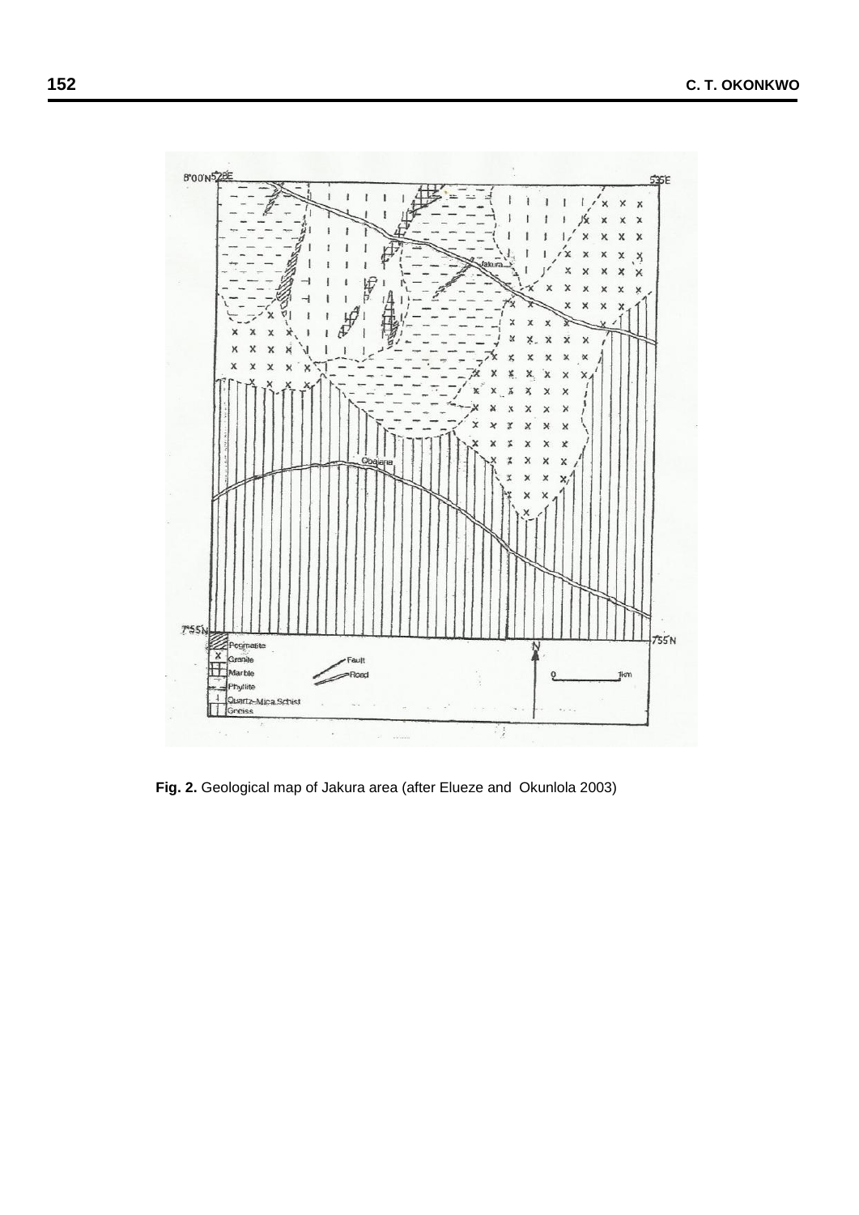**Fig. 2.** Geological map of Jakura area (after Elueze and Okunlola 2003)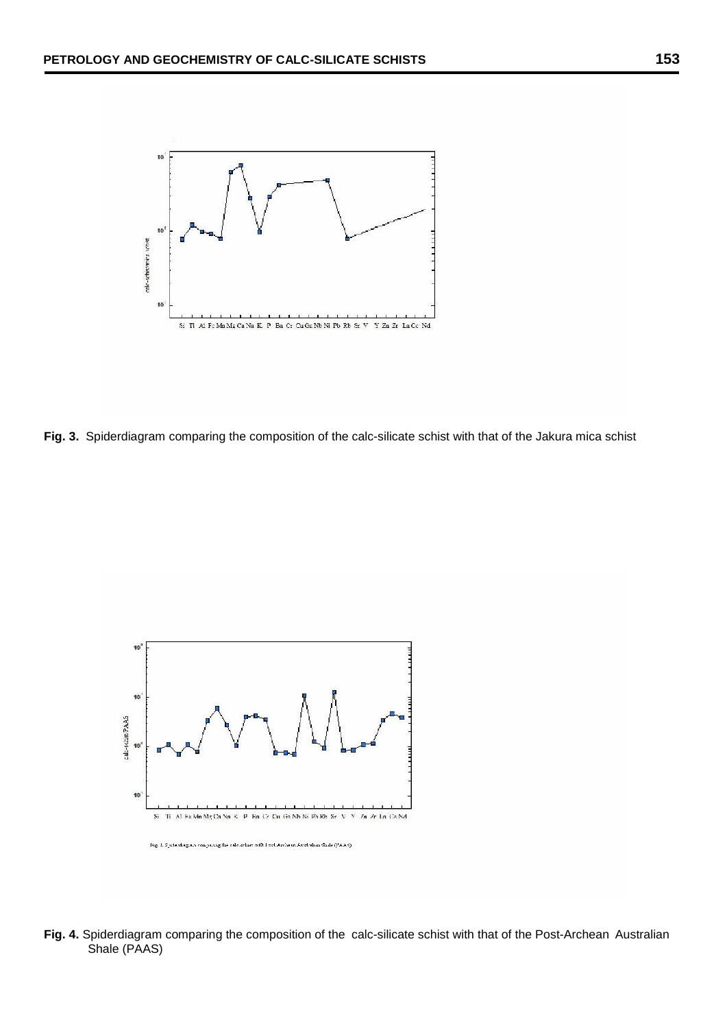**Fig. 3.** Spiderdiagram comparing the composition of the calc-silicate schist with that of the Jakura mica schist

**Fig. 4.** Spiderdiagram comparing the composition of the calc-silicate schist with that of the Post-Archean Australian Shale (PAAS)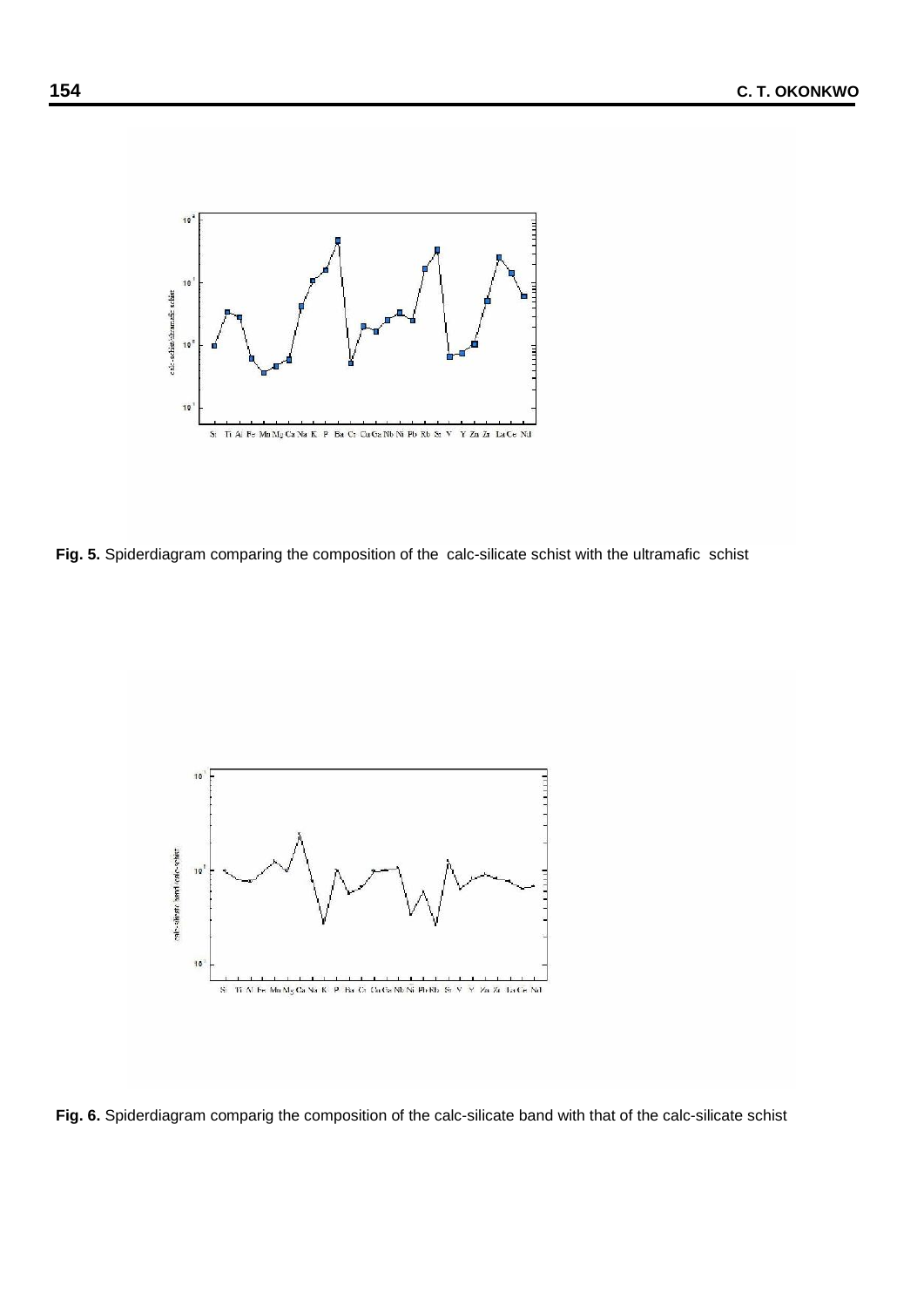**Fig. 5.** Spiderdiagram comparing the composition of the calc-silicate schist with the ultramafic schist

**Fig. 6.** Spiderdiagram comparig the composition of the calc-silicate band with that of the calc-silicate schist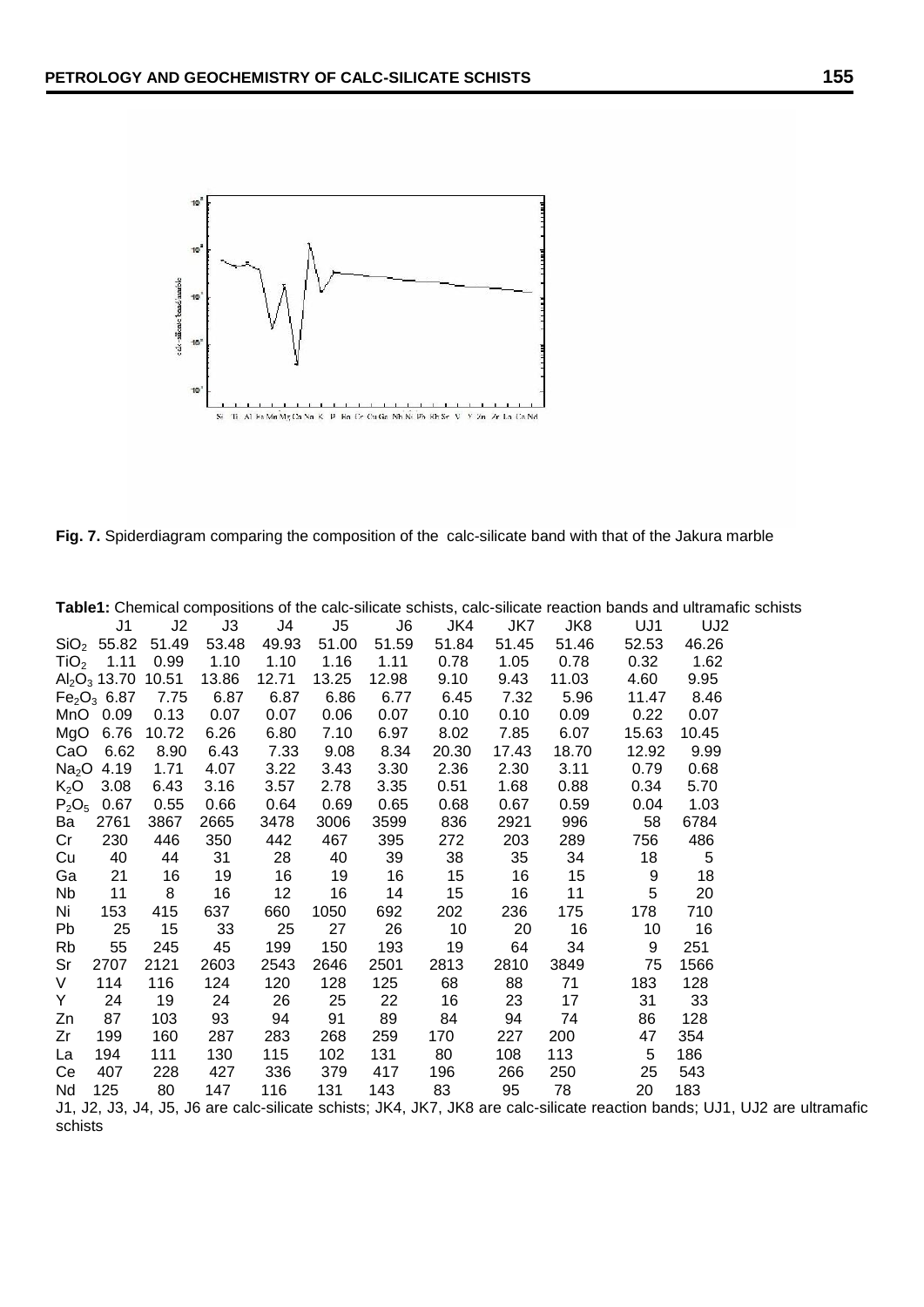**Fig. 7.** Spiderdiagram comparing the composition of the calc-silicate band with that of the Jakura marble

**Table1:** Chemical compositions of the calc-silicate schists, calc-silicate reaction bands and ultramafic schists

| | J1 | J2 | J3 | J4 | J5 | J6 | JK4 | JK7 | JK8 | UJ1 | UJ2 |
|---|---|---|---|---|---|---|---|---|---|---|---|
| $SiO_2$ | 55.82 | 51.49 | 53.48 | 49.93 | 51.00 | 51.59 | 51.84 | 51.45 | 51.46 | 52.53 | 46.26 |
| $TiO_2$ | 1.11 | 0.99 | 1.10 | 1.10 | 1.16 | 1.11 | 0.78 | 1.05 | 0.78 | 0.32 | 1.62 |
| $Al_2O_3$ | 13.70 | 10.51 | 13.86 | 12.71 | 13.25 | 12.98 | 9.10 | 9.43 | 11.03 | 4.60 | 9.95 |
| $Fe_2O_3$ | 6.87 | 7.75 | 6.87 | 6.87 | 6.86 | 6.77 | 6.45 | 7.32 | 5.96 | 11.47 | 8.46 |
| MnO | 0.09 | 0.13 | 0.07 | 0.07 | 0.06 | 0.07 | 0.10 | 0.10 | 0.09 | 0.22 | 0.07 |
| MgO | 6.76 | 10.72 | 6.26 | 6.80 | 7.10 | 6.97 | 8.02 | 7.85 | 6.07 | 15.63 | 10.45 |
| CaO | 6.62 | 8.90 | 6.43 | 7.33 | 9.08 | 8.34 | 20.30 | 17.43 | 18.70 | 12.92 | 9.99 |
| $Na_2O$ | 4.19 | 1.71 | 4.07 | 3.22 | 3.43 | 3.30 | 2.36 | 2.30 | 3.11 | 0.79 | 0.68 |
| $K_2O$ | 3.08 | 6.43 | 3.16 | 3.57 | 2.78 | 3.35 | 0.51 | 1.68 | 0.88 | 0.34 | 5.70 |
| $P_2O_5$ | 0.67 | 0.55 | 0.66 | 0.64 | 0.69 | 0.65 | 0.68 | 0.67 | 0.59 | 0.04 | 1.03 |
| Ba | 2761 | 3867 | 2665 | 3478 | 3006 | 3599 | 836 | 2921 | 996 | 58 | 6784 |
| Cr | 230 | 446 | 350 | 442 | 467 | 395 | 272 | 203 | 289 | 756 | 486 |
| Cu | 40 | 44 | 31 | 28 | 40 | 39 | 38 | 35 | 34 | 18 | 5 |
| Ga | 21 | 16 | 19 | 16 | 19 | 16 | 15 | 16 | 15 | 9 | 18 |
| Nb | 11 | 8 | 16 | 12 | 16 | 14 | 15 | 16 | 11 | 5 | 20 |
| Ni | 153 | 415 | 637 | 660 | 1050 | 692 | 202 | 236 | 175 | 178 | 710 |
| Pb | 25 | 15 | 33 | 25 | 27 | 26 | 10 | 20 | 16 | 10 | 16 |
| Rb | 55 | 245 | 45 | 199 | 150 | 193 | 19 | 64 | 34 | 9 | 251 |
| Sr | 2707 | 2121 | 2603 | 2543 | 2646 | 2501 | 2813 | 2810 | 3849 | 75 | 1566 |
| V | 114 | 116 | 124 | 120 | 128 | 125 | 68 | 88 | 71 | 183 | 128 |
| Y | 24 | 19 | 24 | 26 | 25 | 22 | 16 | 23 | 17 | 31 | 33 |
| Zn | 87 | 103 | 93 | 94 | 91 | 89 | 84 | 94 | 74 | 86 | 128 |
| Zr | 199 | 160 | 287 | 283 | 268 | 259 | 170 | 227 | 200 | 47 | 354 |
| La | 194 | 111 | 130 | 115 | 102 | 131 | 80 | 108 | 113 | 5 | 186 |
| Ce | 407 | 228 | 427 | 336 | 379 | 417 | 196 | 266 | 250 | 25 | 543 |
| Nd | 125 | 80 | 147 | 116 | 131 | 143 | 83 | 95 | 78 | 20 | 183 |

J1, J2, J3, J4, J5, J6 are calc-silicate schists; JK4, JK7, JK8 are calc-silicate reaction bands; UJ1, UJ2 are ultramafic schists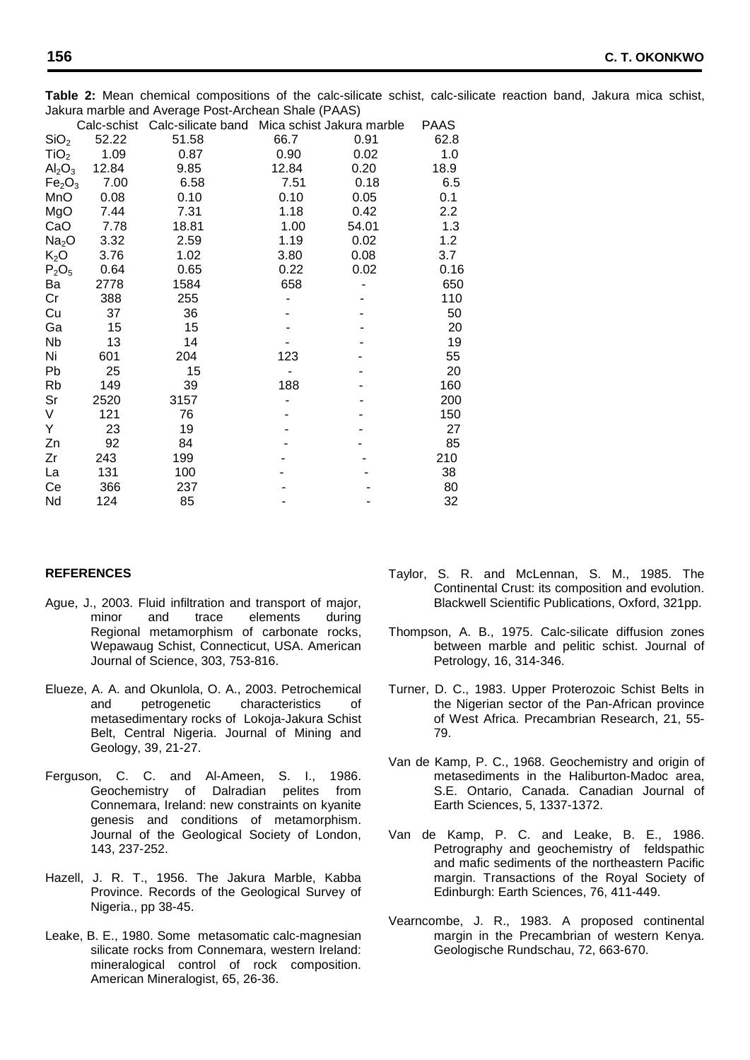**Table 2:** Mean chemical compositions of the calc-silicate schist, calc-silicate reaction band, Jakura mica schist, Jakura marble and Average Post-Archean Shale (PAAS)

| | Calc-schist | Calc-silicate band | Mica schist | Jakura marble | PAAS |
|---|---|---|---|---|---|
| $SiO_2$ | 52.22 | 51.58 | 66.7 | 0.91 | 62.8 |
| $TiO_2$ | 1.09 | 0.87 | 0.90 | 0.02 | 1.0 |
| $Al_2O_3$ | 12.84 | 9.85 | 12.84 | 0.20 | 18.9 |
| $Fe_2O_3$ | 7.00 | 6.58 | 7.51 | 0.18 | 6.5 |
| MnO | 0.08 | 0.10 | 0.10 | 0.05 | 0.1 |
| MgO | 7.44 | 7.31 | 1.18 | 0.42 | 2.2 |
| CaO | 7.78 | 18.81 | 1.00 | 54.01 | 1.3 |
| $Na_2O$ | 3.32 | 2.59 | 1.19 | 0.02 | 1.2 |
| $K_2O$ | 3.76 | 1.02 | 3.80 | 0.08 | 3.7 |
| $P_2O_5$ | 0.64 | 0.65 | 0.22 | 0.02 | 0.16 |
| Ba | 2778 | 1584 | 658 | - | 650 |
| Cr | 388 | 255 | - | - | 110 |
| Cu | 37 | 36 | - | - | 50 |
| Ga | 15 | 15 | - | - | 20 |
| Nb | 13 | 14 | - | - | 19 |
| Ni | 601 | 204 | 123 | - | 55 |
| Pb | 25 | 15 | - | - | 20 |
| Rb | 149 | 39 | 188 | - | 160 |
| Sr | 2520 | 3157 | - | - | 200 |
| V | 121 | 76 | - | - | 150 |
| Y | 23 | 19 | - | - | 27 |
| Zn | 92 | 84 | - | - | 85 |
| Zr | 243 | 199 | - | - | 210 |
| La | 131 | 100 | - | - | 38 |
| Ce | 366 | 237 | - | - | 80 |
| Nd | 124 | 85 | - | - | 32 |

## REFERENCES

Ague, J., 2003. Fluid infiltration and transport of major, minor and trace elements during Regional metamorphism of carbonate rocks, Wepawaug Schist, Connecticut, USA. American Journal of Science, 303, 753-816.

Elueze, A. A. and Okunlola, O. A., 2003. Petrochemical and petrogenetic characteristics of metasedimentary rocks of Lokoja-Jakura Schist Belt, Central Nigeria. Journal of Mining and Geology, 39, 21-27.

Ferguson, C. C. and Al-Ameen, S. I., 1986. Geochemistry of Dalradian pelites from Connemara, Ireland: new constraints on kyanite genesis and conditions of metamorphism. Journal of the Geological Society of London, 143, 237-252.

Hazell, J. R. T., 1956. The Jakura Marble, Kabba Province. Records of the Geological Survey of Nigeria., pp 38-45.

Leake, B. E., 1980. Some metasomatic calc-magnesian silicate rocks from Connemara, western Ireland: mineralogical control of rock composition. American Mineralogist, 65, 26-36.

Taylor, S. R. and McLennan, S. M., 1985. The Continental Crust: its composition and evolution. Blackwell Scientific Publications, Oxford, 321pp.

Thompson, A. B., 1975. Calc-silicate diffusion zones between marble and pelitic schist. Journal of Petrology, 16, 314-346.

Turner, D. C., 1983. Upper Proterozoic Schist Belts in the Nigerian sector of the Pan-African province of West Africa. Precambrian Research, 21, 55-79.

Van de Kamp, P. C., 1968. Geochemistry and origin of metasediments in the Haliburton-Madoc area, S.E. Ontario, Canada. Canadian Journal of Earth Sciences, 5, 1337-1372.

Van de Kamp, P. C. and Leake, B. E., 1986. Petrography and geochemistry of feldspathic and mafic sediments of the northeastern Pacific margin. Transactions of the Royal Society of Edinburgh: Earth Sciences, 76, 411-449.

Vearncombe, J. R., 1983. A proposed continental margin in the Precambrian of western Kenya. Geologische Rundschau, 72, 663-670.